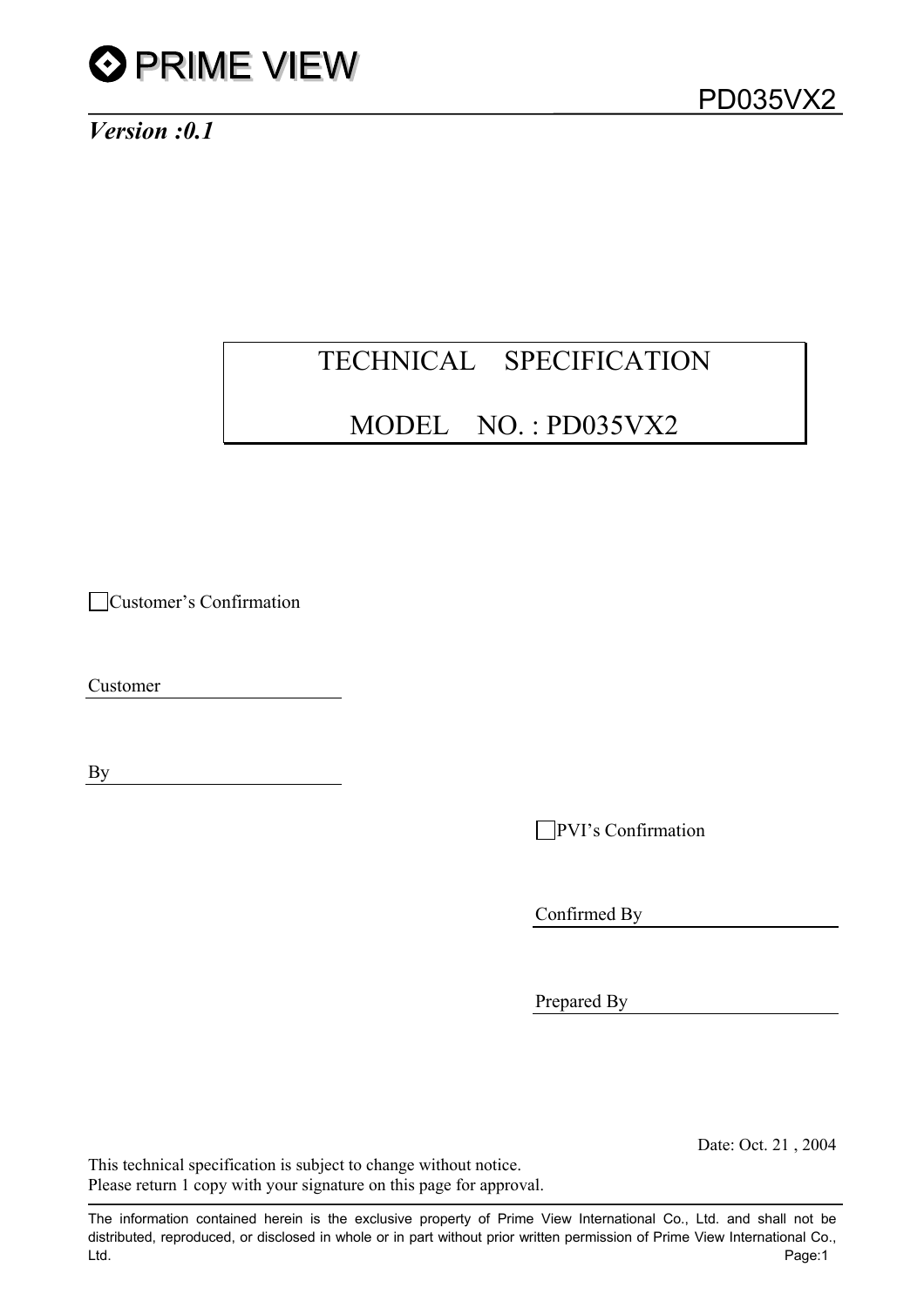*Version :0.1*

# TECHNICAL SPECIFICATION

# MODEL NO. : PD035VX2

☐ Customer's Confirmation

Customer ________________________

By ________________________

☐ PVI's Confirmation

Confirmed By ________________________

Prepared By ________________________

Date: Oct. 21 , 2004

This technical specification is subject to change without notice.
Please return 1 copy with your signature on this page for approval.

The information contained herein is the exclusive property of Prime View International Co., Ltd. and shall not be distributed, reproduced, or disclosed in whole or in part without prior written permission of Prime View International Co., Ltd.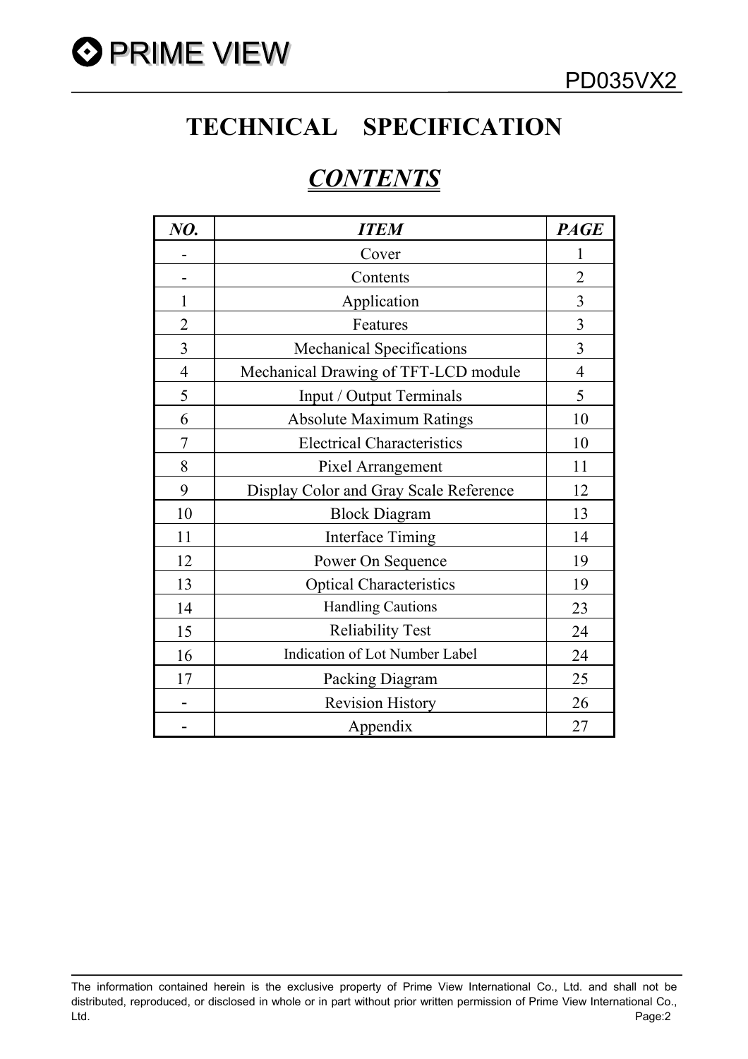# TECHNICAL SPECIFICATION

## *CONTENTS*

| *NO.* | *ITEM* | *PAGE* |
|---|---|---|
| - | Cover | 1 |
| - | Contents | 2 |
| 1 | Application | 3 |
| 2 | Features | 3 |
| 3 | Mechanical Specifications | 3 |
| 4 | Mechanical Drawing of TFT-LCD module | 4 |
| 5 | Input / Output Terminals | 5 |
| 6 | Absolute Maximum Ratings | 10 |
| 7 | Electrical Characteristics | 10 |
| 8 | Pixel Arrangement | 11 |
| 9 | Display Color and Gray Scale Reference | 12 |
| 10 | Block Diagram | 13 |
| 11 | Interface Timing | 14 |
| 12 | Power On Sequence | 19 |
| 13 | Optical Characteristics | 19 |
| 14 | Handling Cautions | 23 |
| 15 | Reliability Test | 24 |
| 16 | Indication of Lot Number Label | 24 |
| 17 | Packing Diagram | 25 |
| - | Revision History | 26 |
| - | Appendix | 27 |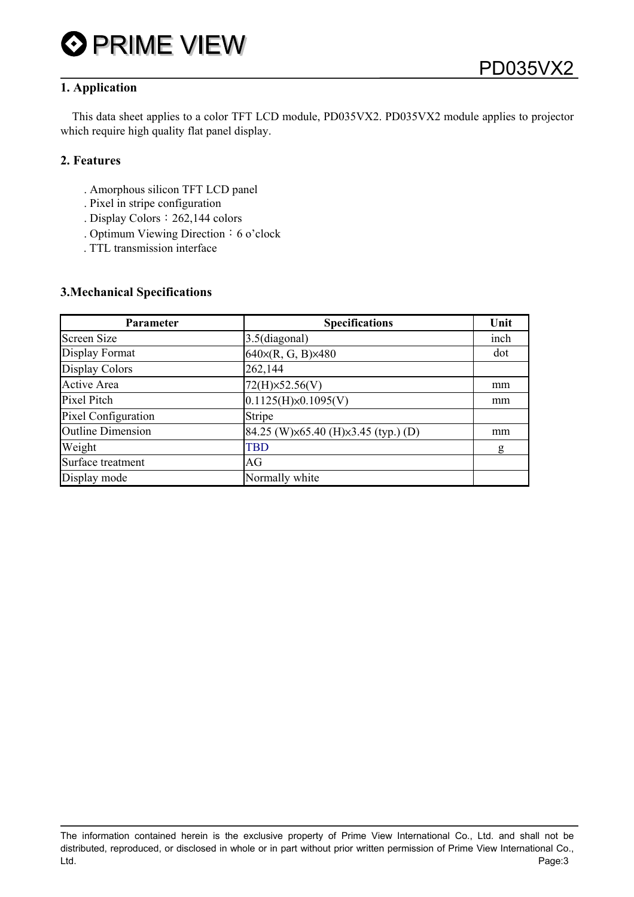## 1. Application

This data sheet applies to a color TFT LCD module, PD035VX2. PD035VX2 module applies to projector which require high quality flat panel display.

## 2. Features

. Amorphous silicon TFT LCD panel
. Pixel in stripe configuration
. Display Colors：262,144 colors
. Optimum Viewing Direction：6 o'clock
. TTL transmission interface

## 3.Mechanical Specifications

| Parameter | Specifications | Unit |
|---|---|---|
| Screen Size | 3.5(diagonal) | inch |
| Display Format | 640×(R, G, B)×480 | dot |
| Display Colors | 262,144 | |
| Active Area | 72(H)×52.56(V) | mm |
| Pixel Pitch | 0.1125(H)×0.1095(V) | mm |
| Pixel Configuration | Stripe | |
| Outline Dimension | 84.25 (W)×65.40 (H)×3.45 (typ.) (D) | mm |
| Weight | TBD | g |
| Surface treatment | AG | |
| Display mode | Normally white | |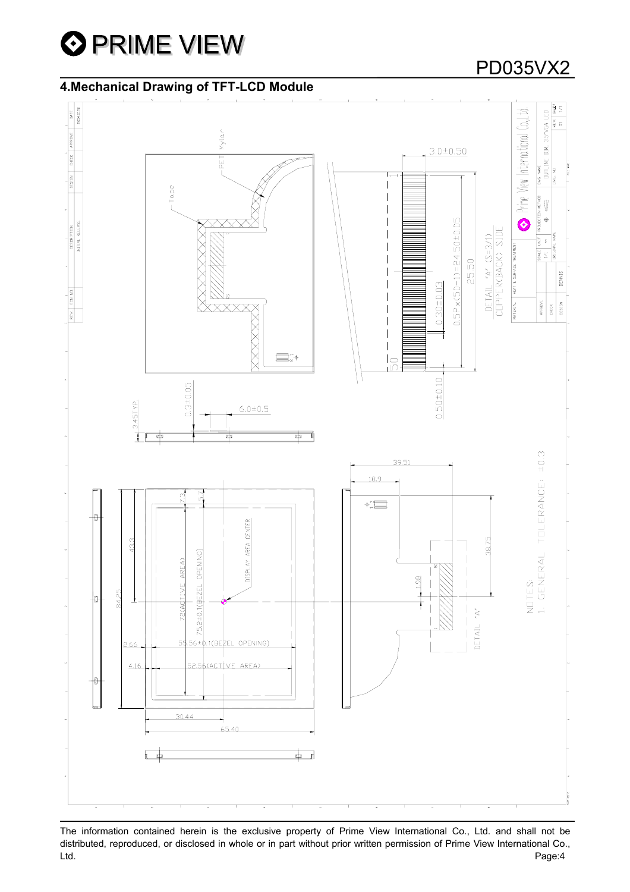## 4.Mechanical Drawing of TFT-LCD Module

NOTES:
1. GENERAL TOLERANCE: ±0.3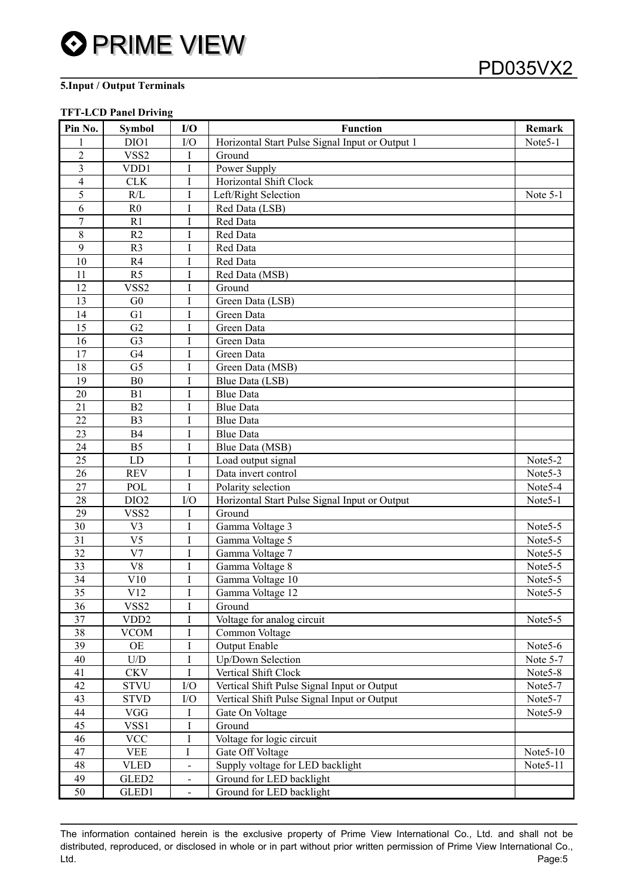## 5.Input / Output Terminals

### TFT-LCD Panel Driving

| Pin No. | Symbol | I/O | Function | Remark |
|---|---|---|---|---|
| 1 | DIO1 | I/O | Horizontal Start Pulse Signal Input or Output 1 | Note5-1 |
| 2 | VSS2 | I | Ground | |
| 3 | VDD1 | I | Power Supply | |
| 4 | CLK | I | Horizontal Shift Clock | |
| 5 | R/L | I | Left/Right Selection | Note 5-1 |
| 6 | R0 | I | Red Data (LSB) | |
| 7 | R1 | I | Red Data | |
| 8 | R2 | I | Red Data | |
| 9 | R3 | I | Red Data | |
| 10 | R4 | I | Red Data | |
| 11 | R5 | I | Red Data (MSB) | |
| 12 | VSS2 | I | Ground | |
| 13 | G0 | I | Green Data (LSB) | |
| 14 | G1 | I | Green Data | |
| 15 | G2 | I | Green Data | |
| 16 | G3 | I | Green Data | |
| 17 | G4 | I | Green Data | |
| 18 | G5 | I | Green Data (MSB) | |
| 19 | B0 | I | Blue Data (LSB) | |
| 20 | B1 | I | Blue Data | |
| 21 | B2 | I | Blue Data | |
| 22 | B3 | I | Blue Data | |
| 23 | B4 | I | Blue Data | |
| 24 | B5 | I | Blue Data (MSB) | |
| 25 | LD | I | Load output signal | Note5-2 |
| 26 | REV | I | Data invert control | Note5-3 |
| 27 | POL | I | Polarity selection | Note5-4 |
| 28 | DIO2 | I/O | Horizontal Start Pulse Signal Input or Output | Note5-1 |
| 29 | VSS2 | I | Ground | |
| 30 | V3 | I | Gamma Voltage 3 | Note5-5 |
| 31 | V5 | I | Gamma Voltage 5 | Note5-5 |
| 32 | V7 | I | Gamma Voltage 7 | Note5-5 |
| 33 | V8 | I | Gamma Voltage 8 | Note5-5 |
| 34 | V10 | I | Gamma Voltage 10 | Note5-5 |
| 35 | V12 | I | Gamma Voltage 12 | Note5-5 |
| 36 | VSS2 | I | Ground | |
| 37 | VDD2 | I | Voltage for analog circuit | Note5-5 |
| 38 | VCOM | I | Common Voltage | |
| 39 | OE | I | Output Enable | Note5-6 |
| 40 | U/D | I | Up/Down Selection | Note 5-7 |
| 41 | CKV | I | Vertical Shift Clock | Note5-8 |
| 42 | STVU | I/O | Vertical Shift Pulse Signal Input or Output | Note5-7 |
| 43 | STVD | I/O | Vertical Shift Pulse Signal Input or Output | Note5-7 |
| 44 | VGG | I | Gate On Voltage | Note5-9 |
| 45 | VSS1 | I | Ground | |
| 46 | VCC | I | Voltage for logic circuit | |
| 47 | VEE | I | Gate Off Voltage | Note5-10 |
| 48 | VLED | - | Supply voltage for LED backlight | Note5-11 |
| 49 | GLED2 | - | Ground for LED backlight | |
| 50 | GLED1 | - | Ground for LED backlight | |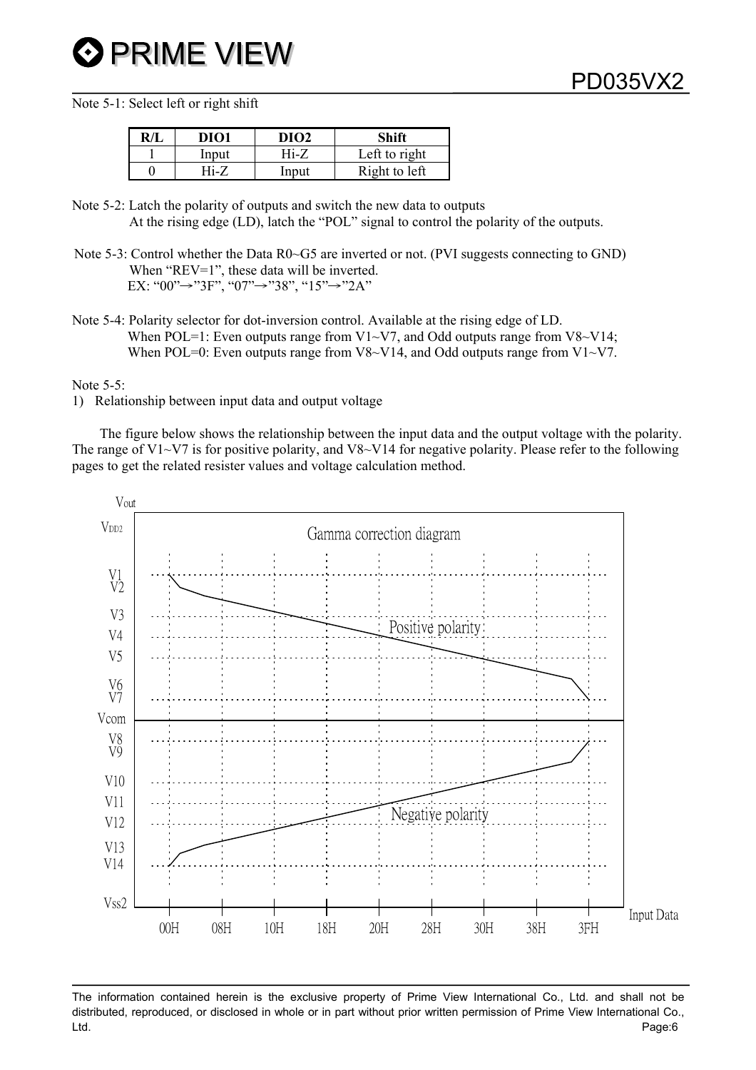Note 5-1: Select left or right shift

| R/L | DIO1 | DIO2 | Shift |
|---|---|---|---|
| 1 | Input | Hi-Z | Left to right |
| 0 | Hi-Z | Input | Right to left |

Note 5-2: Latch the polarity of outputs and switch the new data to outputs
At the rising edge (LD), latch the “POL” signal to control the polarity of the outputs.

Note 5-3: Control whether the Data R0~G5 are inverted or not. (PVI suggests connecting to GND)
When “REV=1”, these data will be inverted.
EX: “00”→”3F”, “07”→”38”, “15”→”2A”

Note 5-4: Polarity selector for dot-inversion control. Available at the rising edge of LD.
When POL=1: Even outputs range from V1~V7, and Odd outputs range from V8~V14;
When POL=0: Even outputs range from V8~V14, and Odd outputs range from V1~V7.

Note 5-5:

1) Relationship between input data and output voltage

The figure below shows the relationship between the input data and the output voltage with the polarity. The range of V1~V7 is for positive polarity, and V8~V14 for negative polarity. Please refer to the following pages to get the related resister values and voltage calculation method.

Gamma correction diagram

(Vout axis: VDD2, V1, V2, V3, V4, V5, V6, V7, Vcom, V8, V9, V10, V11, V12, V13, V14, Vss2; Input Data axis: 00H, 08H, 10H, 18H, 20H, 28H, 30H, 38H, 3FH; curves: Positive polarity, Negative polarity)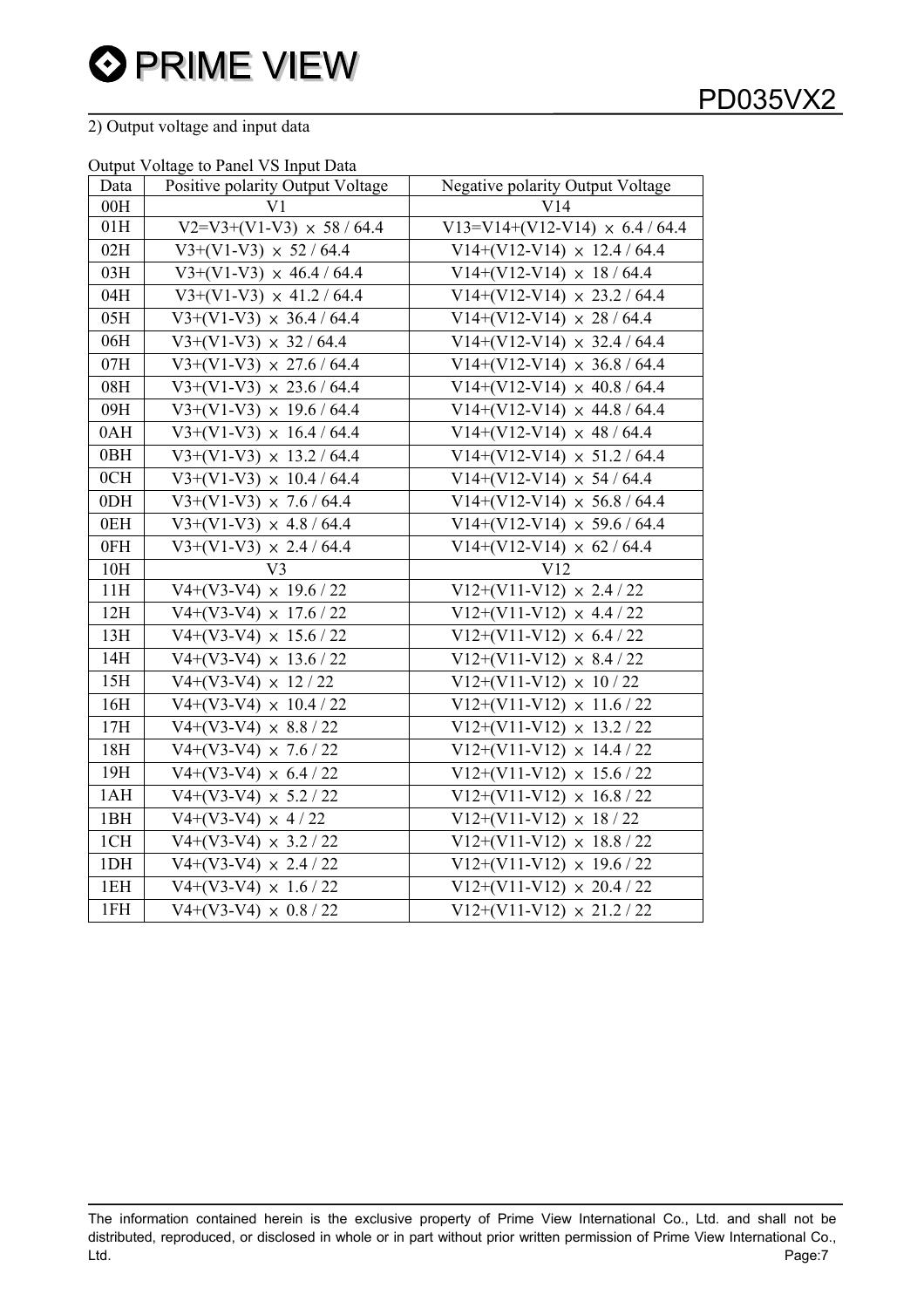2) Output voltage and input data

Output Voltage to Panel VS Input Data

| Data | Positive polarity Output Voltage | Negative polarity Output Voltage |
|---|---|---|
| 00H | V1 | V14 |
| 01H | V2=V3+(V1-V3) × 58 / 64.4 | V13=V14+(V12-V14) × 6.4 / 64.4 |
| 02H | V3+(V1-V3) × 52 / 64.4 | V14+(V12-V14) × 12.4 / 64.4 |
| 03H | V3+(V1-V3) × 46.4 / 64.4 | V14+(V12-V14) × 18 / 64.4 |
| 04H | V3+(V1-V3) × 41.2 / 64.4 | V14+(V12-V14) × 23.2 / 64.4 |
| 05H | V3+(V1-V3) × 36.4 / 64.4 | V14+(V12-V14) × 28 / 64.4 |
| 06H | V3+(V1-V3) × 32 / 64.4 | V14+(V12-V14) × 32.4 / 64.4 |
| 07H | V3+(V1-V3) × 27.6 / 64.4 | V14+(V12-V14) × 36.8 / 64.4 |
| 08H | V3+(V1-V3) × 23.6 / 64.4 | V14+(V12-V14) × 40.8 / 64.4 |
| 09H | V3+(V1-V3) × 19.6 / 64.4 | V14+(V12-V14) × 44.8 / 64.4 |
| 0AH | V3+(V1-V3) × 16.4 / 64.4 | V14+(V12-V14) × 48 / 64.4 |
| 0BH | V3+(V1-V3) × 13.2 / 64.4 | V14+(V12-V14) × 51.2 / 64.4 |
| 0CH | V3+(V1-V3) × 10.4 / 64.4 | V14+(V12-V14) × 54 / 64.4 |
| 0DH | V3+(V1-V3) × 7.6 / 64.4 | V14+(V12-V14) × 56.8 / 64.4 |
| 0EH | V3+(V1-V3) × 4.8 / 64.4 | V14+(V12-V14) × 59.6 / 64.4 |
| 0FH | V3+(V1-V3) × 2.4 / 64.4 | V14+(V12-V14) × 62 / 64.4 |
| 10H | V3 | V12 |
| 11H | V4+(V3-V4) × 19.6 / 22 | V12+(V11-V12) × 2.4 / 22 |
| 12H | V4+(V3-V4) × 17.6 / 22 | V12+(V11-V12) × 4.4 / 22 |
| 13H | V4+(V3-V4) × 15.6 / 22 | V12+(V11-V12) × 6.4 / 22 |
| 14H | V4+(V3-V4) × 13.6 / 22 | V12+(V11-V12) × 8.4 / 22 |
| 15H | V4+(V3-V4) × 12 / 22 | V12+(V11-V12) × 10 / 22 |
| 16H | V4+(V3-V4) × 10.4 / 22 | V12+(V11-V12) × 11.6 / 22 |
| 17H | V4+(V3-V4) × 8.8 / 22 | V12+(V11-V12) × 13.2 / 22 |
| 18H | V4+(V3-V4) × 7.6 / 22 | V12+(V11-V12) × 14.4 / 22 |
| 19H | V4+(V3-V4) × 6.4 / 22 | V12+(V11-V12) × 15.6 / 22 |
| 1AH | V4+(V3-V4) × 5.2 / 22 | V12+(V11-V12) × 16.8 / 22 |
| 1BH | V4+(V3-V4) × 4 / 22 | V12+(V11-V12) × 18 / 22 |
| 1CH | V4+(V3-V4) × 3.2 / 22 | V12+(V11-V12) × 18.8 / 22 |
| 1DH | V4+(V3-V4) × 2.4 / 22 | V12+(V11-V12) × 19.6 / 22 |
| 1EH | V4+(V3-V4) × 1.6 / 22 | V12+(V11-V12) × 20.4 / 22 |
| 1FH | V4+(V3-V4) × 0.8 / 22 | V12+(V11-V12) × 21.2 / 22 |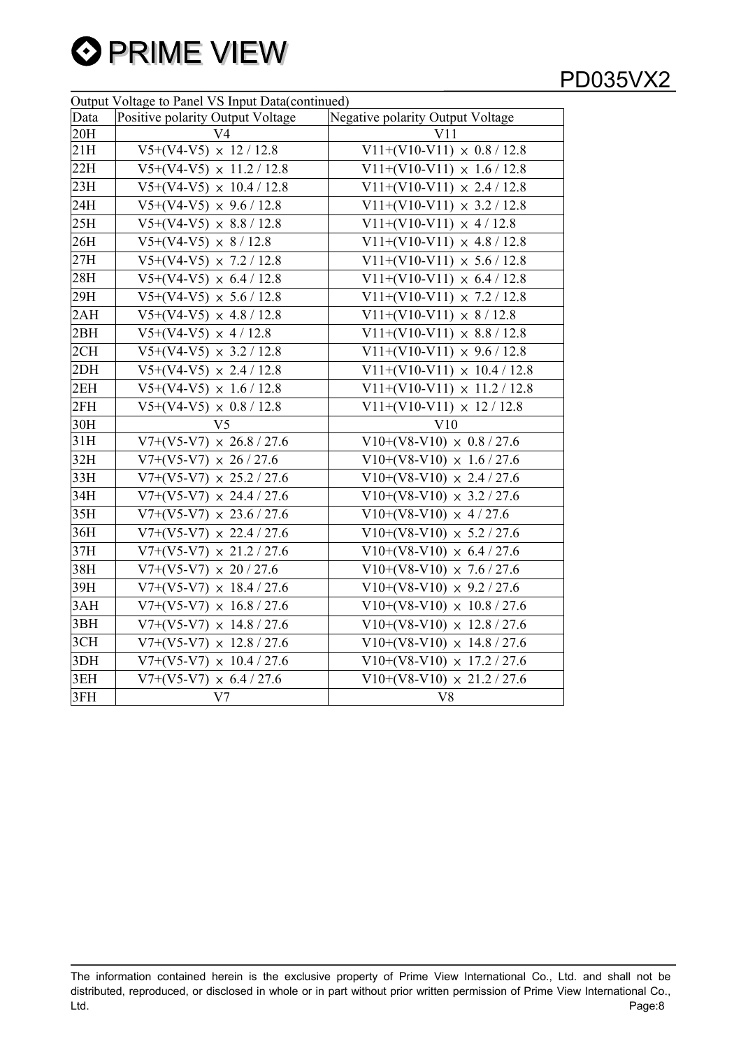Output Voltage to Panel VS Input Data(continued)

| Data | Positive polarity Output Voltage | Negative polarity Output Voltage |
|---|---|---|
| 20H | V4 | V11 |
| 21H | V5+(V4-V5) × 12 / 12.8 | V11+(V10-V11) × 0.8 / 12.8 |
| 22H | V5+(V4-V5) × 11.2 / 12.8 | V11+(V10-V11) × 1.6 / 12.8 |
| 23H | V5+(V4-V5) × 10.4 / 12.8 | V11+(V10-V11) × 2.4 / 12.8 |
| 24H | V5+(V4-V5) × 9.6 / 12.8 | V11+(V10-V11) × 3.2 / 12.8 |
| 25H | V5+(V4-V5) × 8.8 / 12.8 | V11+(V10-V11) × 4 / 12.8 |
| 26H | V5+(V4-V5) × 8 / 12.8 | V11+(V10-V11) × 4.8 / 12.8 |
| 27H | V5+(V4-V5) × 7.2 / 12.8 | V11+(V10-V11) × 5.6 / 12.8 |
| 28H | V5+(V4-V5) × 6.4 / 12.8 | V11+(V10-V11) × 6.4 / 12.8 |
| 29H | V5+(V4-V5) × 5.6 / 12.8 | V11+(V10-V11) × 7.2 / 12.8 |
| 2AH | V5+(V4-V5) × 4.8 / 12.8 | V11+(V10-V11) × 8 / 12.8 |
| 2BH | V5+(V4-V5) × 4 / 12.8 | V11+(V10-V11) × 8.8 / 12.8 |
| 2CH | V5+(V4-V5) × 3.2 / 12.8 | V11+(V10-V11) × 9.6 / 12.8 |
| 2DH | V5+(V4-V5) × 2.4 / 12.8 | V11+(V10-V11) × 10.4 / 12.8 |
| 2EH | V5+(V4-V5) × 1.6 / 12.8 | V11+(V10-V11) × 11.2 / 12.8 |
| 2FH | V5+(V4-V5) × 0.8 / 12.8 | V11+(V10-V11) × 12 / 12.8 |
| 30H | V5 | V10 |
| 31H | V7+(V5-V7) × 26.8 / 27.6 | V10+(V8-V10) × 0.8 / 27.6 |
| 32H | V7+(V5-V7) × 26 / 27.6 | V10+(V8-V10) × 1.6 / 27.6 |
| 33H | V7+(V5-V7) × 25.2 / 27.6 | V10+(V8-V10) × 2.4 / 27.6 |
| 34H | V7+(V5-V7) × 24.4 / 27.6 | V10+(V8-V10) × 3.2 / 27.6 |
| 35H | V7+(V5-V7) × 23.6 / 27.6 | V10+(V8-V10) × 4 / 27.6 |
| 36H | V7+(V5-V7) × 22.4 / 27.6 | V10+(V8-V10) × 5.2 / 27.6 |
| 37H | V7+(V5-V7) × 21.2 / 27.6 | V10+(V8-V10) × 6.4 / 27.6 |
| 38H | V7+(V5-V7) × 20 / 27.6 | V10+(V8-V10) × 7.6 / 27.6 |
| 39H | V7+(V5-V7) × 18.4 / 27.6 | V10+(V8-V10) × 9.2 / 27.6 |
| 3AH | V7+(V5-V7) × 16.8 / 27.6 | V10+(V8-V10) × 10.8 / 27.6 |
| 3BH | V7+(V5-V7) × 14.8 / 27.6 | V10+(V8-V10) × 12.8 / 27.6 |
| 3CH | V7+(V5-V7) × 12.8 / 27.6 | V10+(V8-V10) × 14.8 / 27.6 |
| 3DH | V7+(V5-V7) × 10.4 / 27.6 | V10+(V8-V10) × 17.2 / 27.6 |
| 3EH | V7+(V5-V7) × 6.4 / 27.6 | V10+(V8-V10) × 21.2 / 27.6 |
| 3FH | V7 | V8 |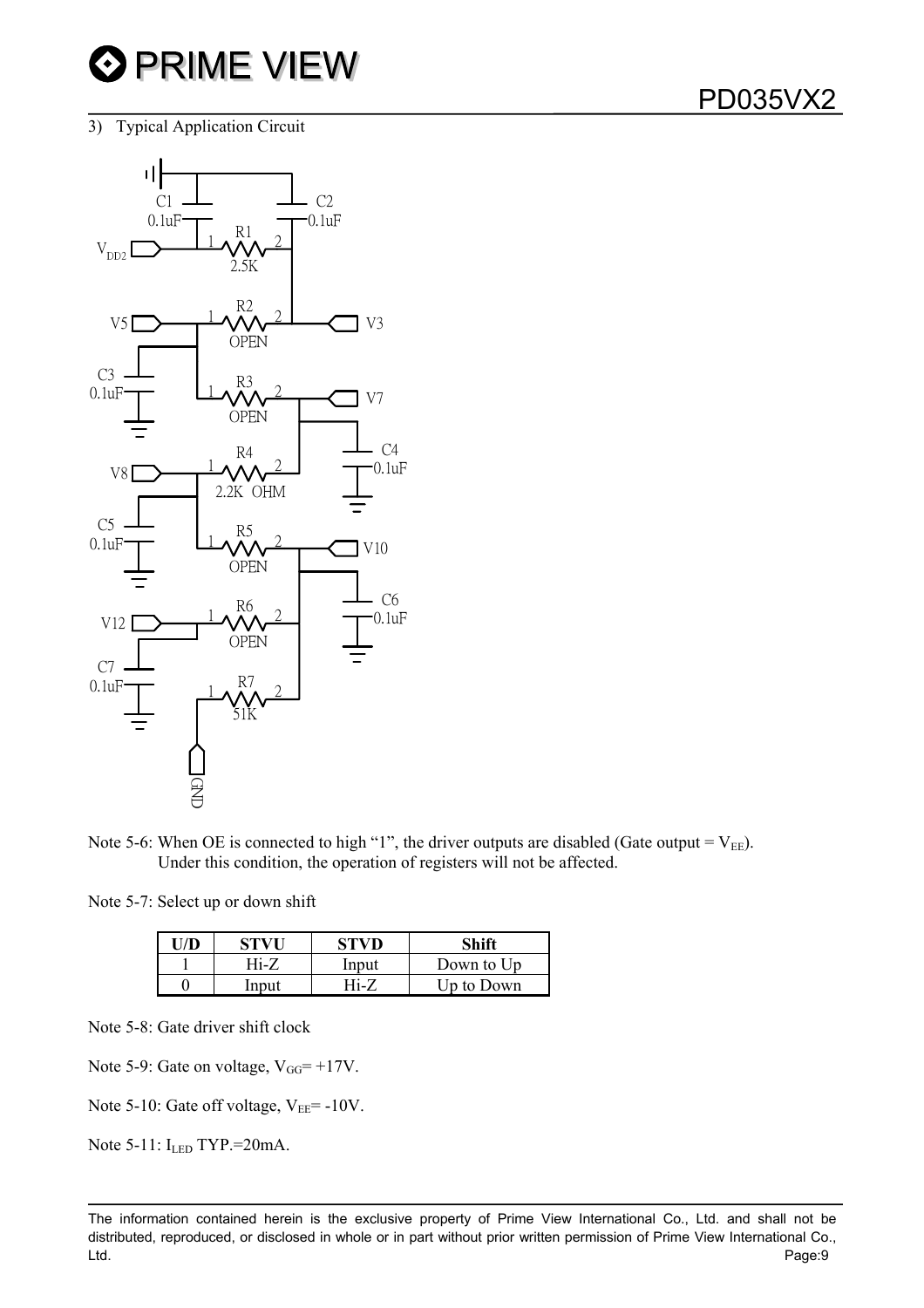3) Typical Application Circuit

Note 5-6: When OE is connected to high "1", the driver outputs are disabled (Gate output = $V_{EE}$). Under this condition, the operation of registers will not be affected.

Note 5-7: Select up or down shift

| U/D | STVU | STVD | Shift |
|---|---|---|---|
| 1 | Hi-Z | Input | Down to Up |
| 0 | Input | Hi-Z | Up to Down |

Note 5-8: Gate driver shift clock

Note 5-9: Gate on voltage, $V_{GG}$= +17V.

Note 5-10: Gate off voltage, $V_{EE}$= -10V.

Note 5-11: $I_{LED}$ TYP.=20mA.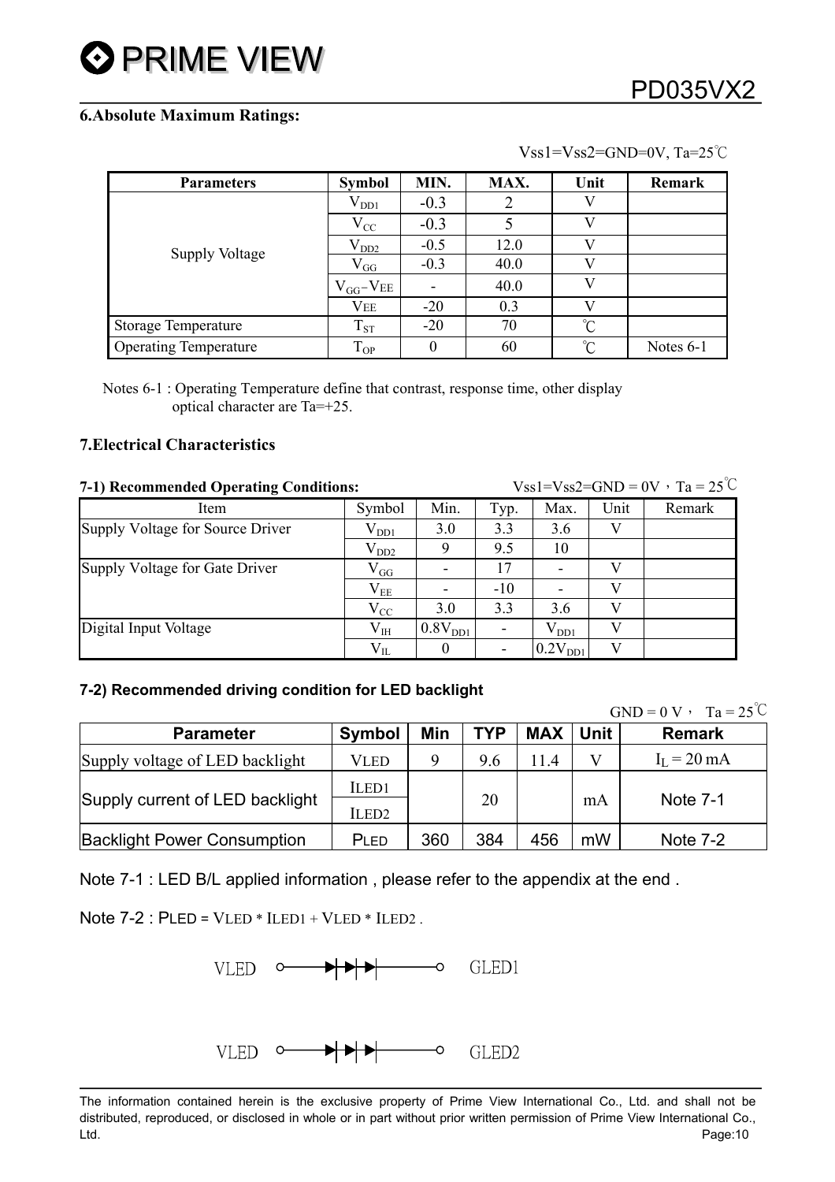## 6.Absolute Maximum Ratings:

Vss1=Vss2=GND=0V, Ta=25℃

| Parameters | Symbol | MIN. | MAX. | Unit | Remark |
|---|---|---|---|---|---|
| Supply Voltage | $V_{DD1}$ | -0.3 | 2 | V | |
| | $V_{CC}$ | -0.3 | 5 | V | |
| | $V_{DD2}$ | -0.5 | 12.0 | V | |
| | $V_{GG}$ | -0.3 | 40.0 | V | |
| | $V_{GG}-V_{EE}$ | - | 40.0 | V | |
| | $V_{EE}$ | -20 | 0.3 | V | |
| Storage Temperature | $T_{ST}$ | -20 | 70 | ℃ | |
| Operating Temperature | $T_{OP}$ | 0 | 60 | ℃ | Notes 6-1 |

Notes 6-1 : Operating Temperature define that contrast, response time, other display optical character are Ta=+25.

## 7.Electrical Characteristics

### 7-1) Recommended Operating Conditions:

Vss1=Vss2=GND = 0V，Ta = 25℃

| Item | Symbol | Min. | Typ. | Max. | Unit | Remark |
|---|---|---|---|---|---|---|
| Supply Voltage for Source Driver | $V_{DD1}$ | 3.0 | 3.3 | 3.6 | V | |
| | $V_{DD2}$ | 9 | 9.5 | 10 | | |
| Supply Voltage for Gate Driver | $V_{GG}$ | - | 17 | - | V | |
| | $V_{EE}$ | - | -10 | - | V | |
| | $V_{CC}$ | 3.0 | 3.3 | 3.6 | V | |
| Digital Input Voltage | $V_{IH}$ | $0.8V_{DD1}$ | - | $V_{DD1}$ | V | |
| | $V_{IL}$ | 0 | - | $0.2V_{DD1}$ | V | |

### 7-2) Recommended driving condition for LED backlight

GND = 0 V， Ta = 25℃

| Parameter | Symbol | Min | TYP | MAX | Unit | Remark |
|---|---|---|---|---|---|---|
| Supply voltage of LED backlight | VLED | 9 | 9.6 | 11.4 | V | $I_L = 20$ mA |
| Supply current of LED backlight | ILED1 | | 20 | | mA | Note 7-1 |
| | ILED2 | | | | | |
| Backlight Power Consumption | PLED | 360 | 384 | 456 | mW | Note 7-2 |

Note 7-1 : LED B/L applied information , please refer to the appendix at the end .

Note 7-2 : PLED = VLED * ILED1 + VLED * ILED2 .

VLED ○—▶|▶|▶|——○ GLED1

VLED ○—▶|▶|▶|——○ GLED2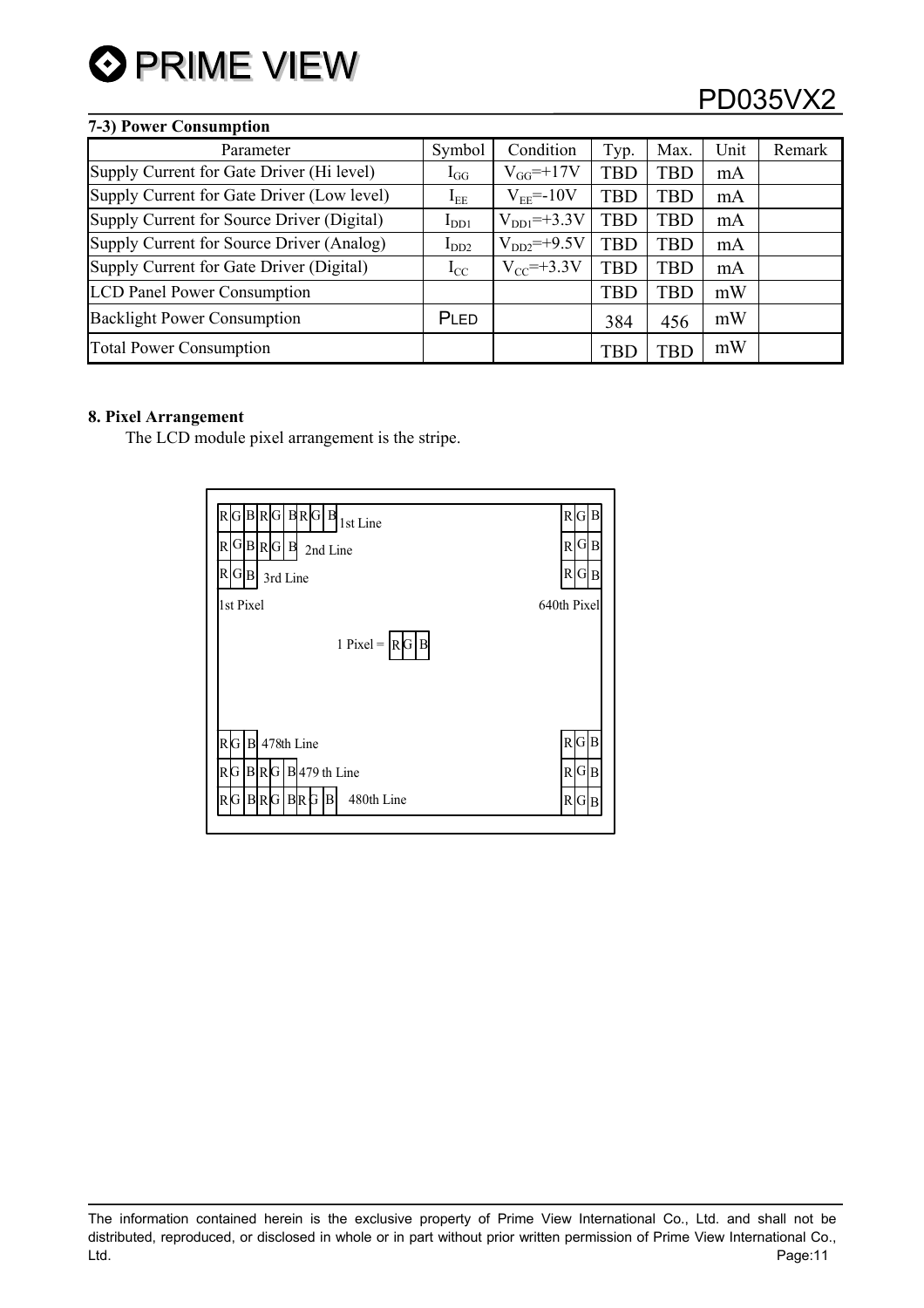### 7-3) Power Consumption

| Parameter | Symbol | Condition | Typ. | Max. | Unit | Remark |
|---|---|---|---|---|---|---|
| Supply Current for Gate Driver (Hi level) | $I_{GG}$ | $V_{GG}$=+17V | TBD | TBD | mA | |
| Supply Current for Gate Driver (Low level) | $I_{EE}$ | $V_{EE}$=-10V | TBD | TBD | mA | |
| Supply Current for Source Driver (Digital) | $I_{DD1}$ | $V_{DD1}$=+3.3V | TBD | TBD | mA | |
| Supply Current for Source Driver (Analog) | $I_{DD2}$ | $V_{DD2}$=+9.5V | TBD | TBD | mA | |
| Supply Current for Gate Driver (Digital) | $I_{CC}$ | $V_{CC}$=+3.3V | TBD | TBD | mA | |
| LCD Panel Power Consumption | | | TBD | TBD | mW | |
| Backlight Power Consumption | PLED | | 384 | 456 | mW | |
| Total Power Consumption | | | TBD | TBD | mW | |

### 8. Pixel Arrangement

The LCD module pixel arrangement is the stripe.

```
R G B R G B R G B  1st Line                      R G B
R G B R G B  2nd Line                            R G B
R G B  3rd Line                                  R G B
1st Pixel                                  640th Pixel

              1 Pixel = R G B

R G B  478th Line                                R G B
R G B R G B  479 th Line                         R G B
R G B R G B R G B   480th Line                   R G B
```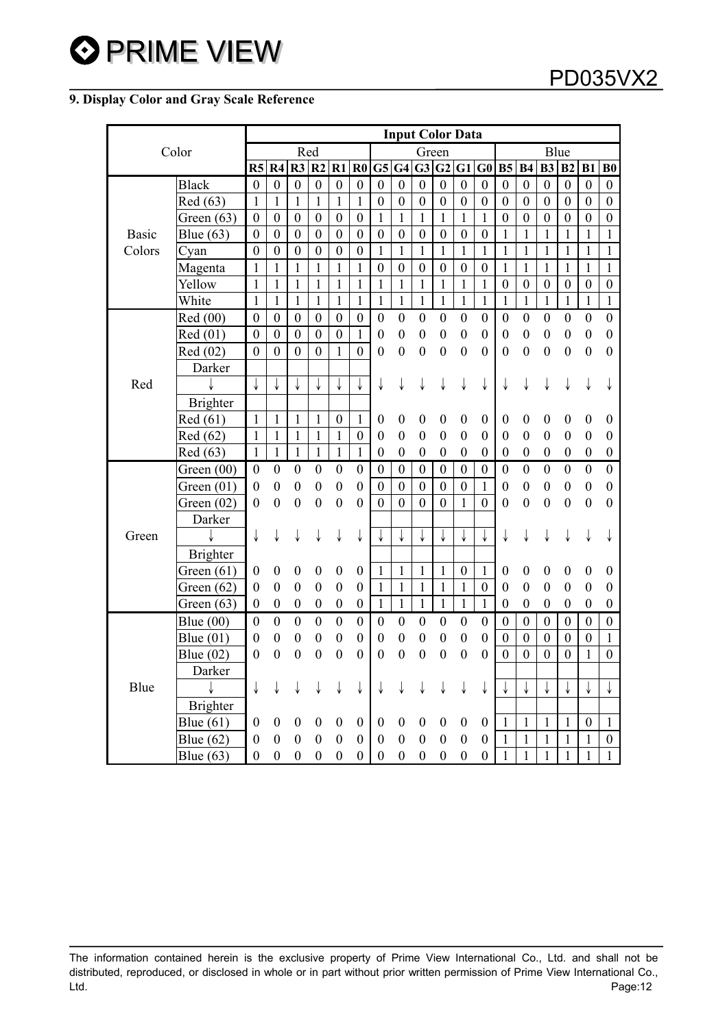## 9. Display Color and Gray Scale Reference

| Color | | Input Color Data | | | | | | | | | | | | | | | | | |
|---|---|---|---|---|---|---|---|---|---|---|---|---|---|---|---|---|---|---|---|
| | | Red | | | | | | Green | | | | | | Blue | | | | | |
| | | R5 | R4 | R3 | R2 | R1 | R0 | G5 | G4 | G3 | G2 | G1 | G0 | B5 | B4 | B3 | B2 | B1 | B0 |
| Basic Colors | Black | 0 | 0 | 0 | 0 | 0 | 0 | 0 | 0 | 0 | 0 | 0 | 0 | 0 | 0 | 0 | 0 | 0 | 0 |
| | Red (63) | 1 | 1 | 1 | 1 | 1 | 1 | 0 | 0 | 0 | 0 | 0 | 0 | 0 | 0 | 0 | 0 | 0 | 0 |
| | Green (63) | 0 | 0 | 0 | 0 | 0 | 0 | 1 | 1 | 1 | 1 | 1 | 1 | 0 | 0 | 0 | 0 | 0 | 0 |
| | Blue (63) | 0 | 0 | 0 | 0 | 0 | 0 | 0 | 0 | 0 | 0 | 0 | 0 | 1 | 1 | 1 | 1 | 1 | 1 |
| | Cyan | 0 | 0 | 0 | 0 | 0 | 0 | 1 | 1 | 1 | 1 | 1 | 1 | 1 | 1 | 1 | 1 | 1 | 1 |
| | Magenta | 1 | 1 | 1 | 1 | 1 | 1 | 0 | 0 | 0 | 0 | 0 | 0 | 1 | 1 | 1 | 1 | 1 | 1 |
| | Yellow | 1 | 1 | 1 | 1 | 1 | 1 | 1 | 1 | 1 | 1 | 1 | 1 | 0 | 0 | 0 | 0 | 0 | 0 |
| | White | 1 | 1 | 1 | 1 | 1 | 1 | 1 | 1 | 1 | 1 | 1 | 1 | 1 | 1 | 1 | 1 | 1 | 1 |
| Red | Red (00) | 0 | 0 | 0 | 0 | 0 | 0 | 0 | 0 | 0 | 0 | 0 | 0 | 0 | 0 | 0 | 0 | 0 | 0 |
| | Red (01) | 0 | 0 | 0 | 0 | 0 | 1 | 0 | 0 | 0 | 0 | 0 | 0 | 0 | 0 | 0 | 0 | 0 | 0 |
| | Red (02) | 0 | 0 | 0 | 0 | 1 | 0 | 0 | 0 | 0 | 0 | 0 | 0 | 0 | 0 | 0 | 0 | 0 | 0 |
| | Darker ↓ Brighter | ↓ | ↓ | ↓ | ↓ | ↓ | ↓ | ↓ | ↓ | ↓ | ↓ | ↓ | ↓ | ↓ | ↓ | ↓ | ↓ | ↓ | ↓ |
| | Red (61) | 1 | 1 | 1 | 1 | 0 | 1 | 0 | 0 | 0 | 0 | 0 | 0 | 0 | 0 | 0 | 0 | 0 | 0 |
| | Red (62) | 1 | 1 | 1 | 1 | 1 | 0 | 0 | 0 | 0 | 0 | 0 | 0 | 0 | 0 | 0 | 0 | 0 | 0 |
| | Red (63) | 1 | 1 | 1 | 1 | 1 | 1 | 0 | 0 | 0 | 0 | 0 | 0 | 0 | 0 | 0 | 0 | 0 | 0 |
| Green | Green (00) | 0 | 0 | 0 | 0 | 0 | 0 | 0 | 0 | 0 | 0 | 0 | 0 | 0 | 0 | 0 | 0 | 0 | 0 |
| | Green (01) | 0 | 0 | 0 | 0 | 0 | 0 | 0 | 0 | 0 | 0 | 0 | 1 | 0 | 0 | 0 | 0 | 0 | 0 |
| | Green (02) | 0 | 0 | 0 | 0 | 0 | 0 | 0 | 0 | 0 | 0 | 1 | 0 | 0 | 0 | 0 | 0 | 0 | 0 |
| | Darker ↓ Brighter | ↓ | ↓ | ↓ | ↓ | ↓ | ↓ | ↓ | ↓ | ↓ | ↓ | ↓ | ↓ | ↓ | ↓ | ↓ | ↓ | ↓ | ↓ |
| | Green (61) | 0 | 0 | 0 | 0 | 0 | 0 | 1 | 1 | 1 | 1 | 0 | 1 | 0 | 0 | 0 | 0 | 0 | 0 |
| | Green (62) | 0 | 0 | 0 | 0 | 0 | 0 | 1 | 1 | 1 | 1 | 1 | 0 | 0 | 0 | 0 | 0 | 0 | 0 |
| | Green (63) | 0 | 0 | 0 | 0 | 0 | 0 | 1 | 1 | 1 | 1 | 1 | 1 | 0 | 0 | 0 | 0 | 0 | 0 |
| Blue | Blue (00) | 0 | 0 | 0 | 0 | 0 | 0 | 0 | 0 | 0 | 0 | 0 | 0 | 0 | 0 | 0 | 0 | 0 | 0 |
| | Blue (01) | 0 | 0 | 0 | 0 | 0 | 0 | 0 | 0 | 0 | 0 | 0 | 0 | 0 | 0 | 0 | 0 | 0 | 1 |
| | Blue (02) | 0 | 0 | 0 | 0 | 0 | 0 | 0 | 0 | 0 | 0 | 0 | 0 | 0 | 0 | 0 | 0 | 1 | 0 |
| | Darker ↓ Brighter | ↓ | ↓ | ↓ | ↓ | ↓ | ↓ | ↓ | ↓ | ↓ | ↓ | ↓ | ↓ | ↓ | ↓ | ↓ | ↓ | ↓ | ↓ |
| | Blue (61) | 0 | 0 | 0 | 0 | 0 | 0 | 0 | 0 | 0 | 0 | 0 | 0 | 1 | 1 | 1 | 1 | 0 | 1 |
| | Blue (62) | 0 | 0 | 0 | 0 | 0 | 0 | 0 | 0 | 0 | 0 | 0 | 0 | 1 | 1 | 1 | 1 | 1 | 0 |
| | Blue (63) | 0 | 0 | 0 | 0 | 0 | 0 | 0 | 0 | 0 | 0 | 0 | 0 | 1 | 1 | 1 | 1 | 1 | 1 |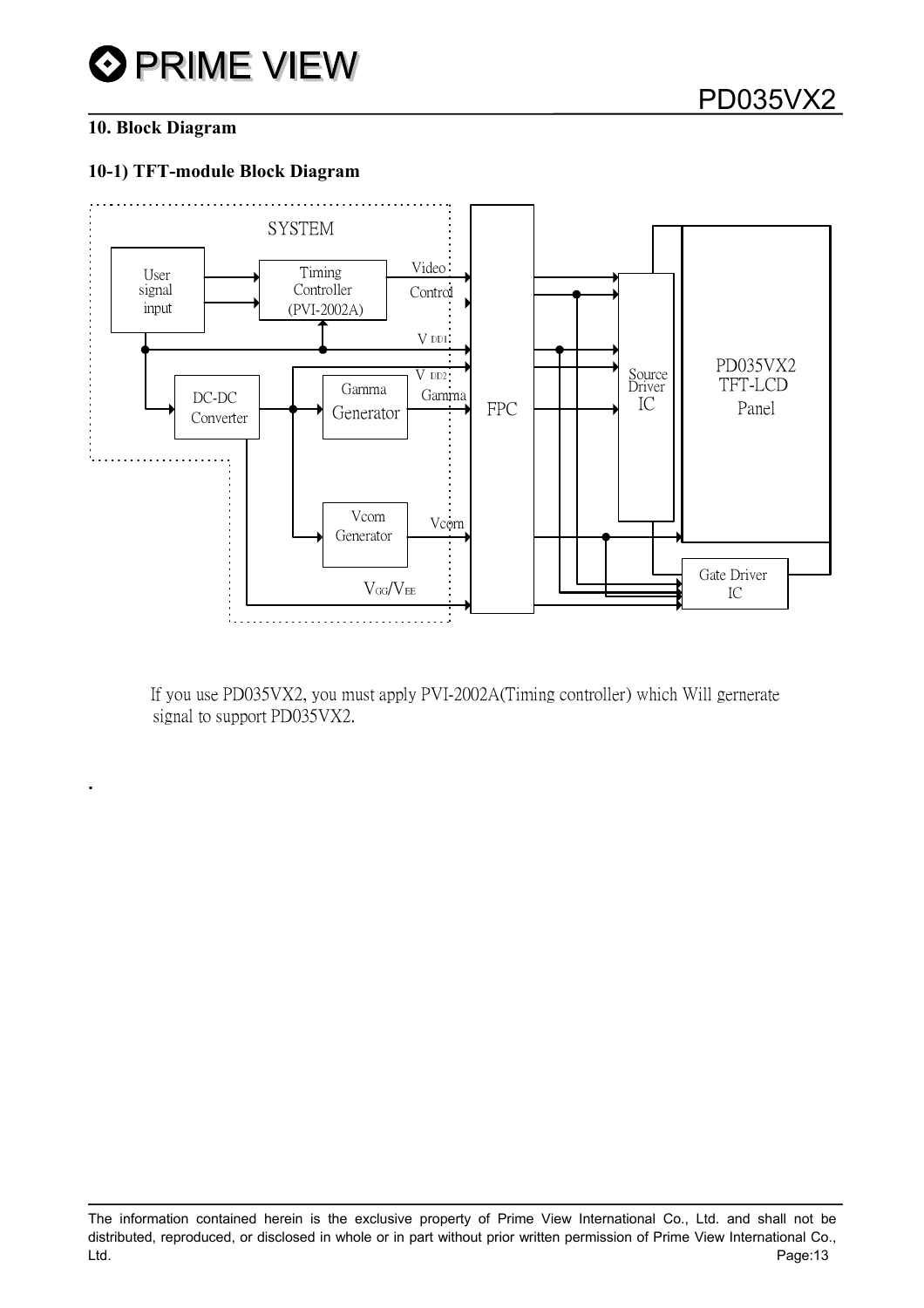## 10. Block Diagram

### 10-1) TFT-module Block Diagram

SYSTEM

User signal input

Timing Controller (PVI-2002A)

Video

Control

$V_{DD1}$

$V_{DD2}$

Gamma

DC-DC Converter

Gamma Generator

Vcom Generator

Vcom

$V_{GG}/V_{EE}$

FPC

Source Driver IC

PD035VX2 TFT-LCD Panel

Gate Driver IC

If you use PD035VX2, you must apply PVI-2002A(Timing controller) which Will gernerate signal to support PD035VX2.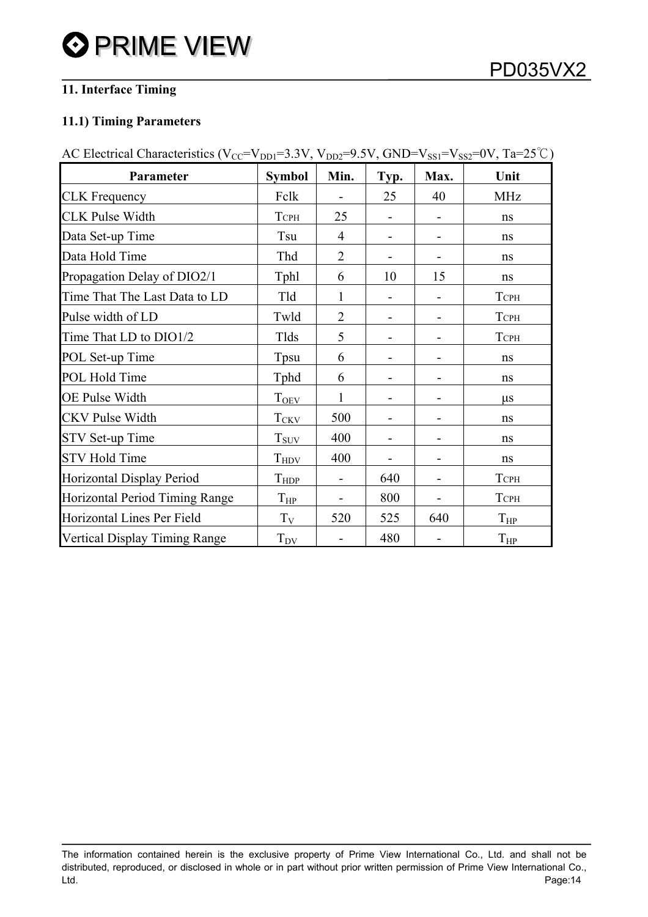## 11. Interface Timing

### 11.1) Timing Parameters

AC Electrical Characteristics ($V_{CC}$=$V_{DD1}$=3.3V, $V_{DD2}$=9.5V, GND=$V_{SS1}$=$V_{SS2}$=0V, Ta=25℃)

| Parameter | Symbol | Min. | Typ. | Max. | Unit |
|---|---|---|---|---|---|
| CLK Frequency | Fclk | - | 25 | 40 | MHz |
| CLK Pulse Width | $T_{CPH}$ | 25 | - | - | ns |
| Data Set-up Time | Tsu | 4 | - | - | ns |
| Data Hold Time | Thd | 2 | - | - | ns |
| Propagation Delay of DIO2/1 | Tphl | 6 | 10 | 15 | ns |
| Time That The Last Data to LD | Tld | 1 | - | - | $T_{CPH}$ |
| Pulse width of LD | Twld | 2 | - | - | $T_{CPH}$ |
| Time That LD to DIO1/2 | Tlds | 5 | - | - | $T_{CPH}$ |
| POL Set-up Time | Tpsu | 6 | - | - | ns |
| POL Hold Time | Tphd | 6 | - | - | ns |
| OE Pulse Width | $T_{OEV}$ | 1 | - | - | μs |
| CKV Pulse Width | $T_{CKV}$ | 500 | - | - | ns |
| STV Set-up Time | $T_{SUV}$ | 400 | - | - | ns |
| STV Hold Time | $T_{HDV}$ | 400 | - | - | ns |
| Horizontal Display Period | $T_{HDP}$ | - | 640 | - | $T_{CPH}$ |
| Horizontal Period Timing Range | $T_{HP}$ | - | 800 | - | $T_{CPH}$ |
| Horizontal Lines Per Field | $T_V$ | 520 | 525 | 640 | $T_{HP}$ |
| Vertical Display Timing Range | $T_{DV}$ | - | 480 | - | $T_{HP}$ |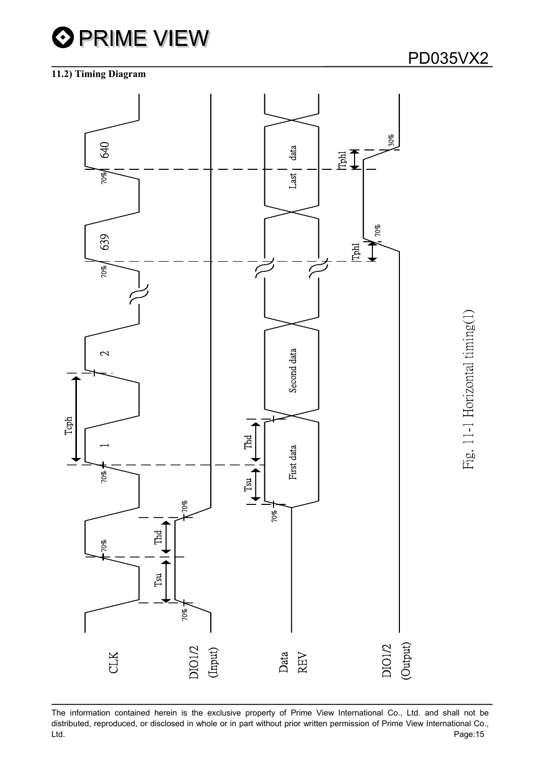### 11.2) Timing Diagram

CLK

DIO1/2 (Input)

Data REV

DIO1/2 (Output)

Tcph

Tsu

Thd

Tphl

70%

30%

1

2

639

640

First data

Second data

Last data

Fig. 11-1 Horizontal timing(1)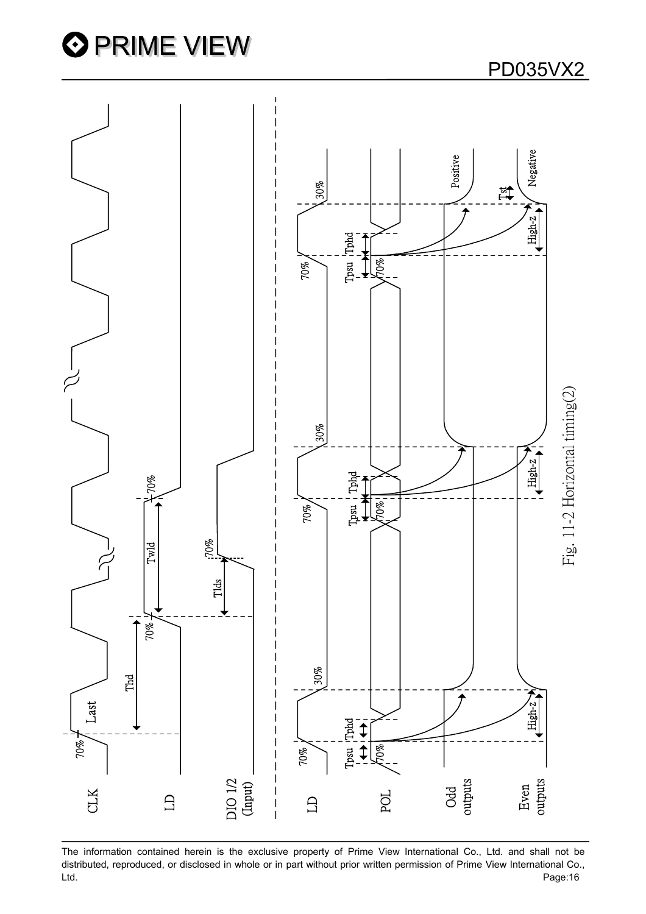Fig. 11-2 Horizontal timing(2)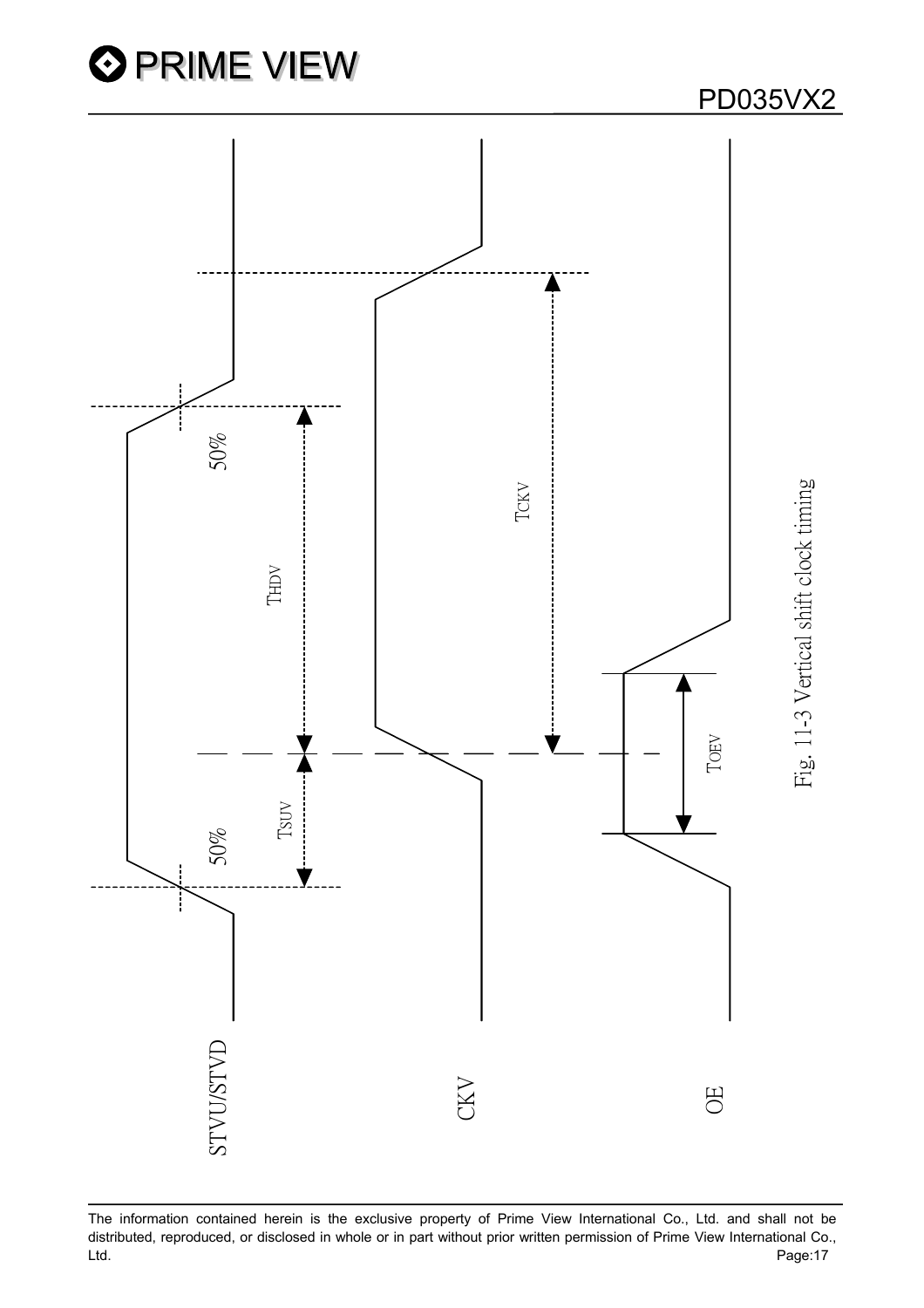STVU/STVD

CKV

OE

50%

50%

THDV

TSUV

TCKV

TOEV

Fig. 11-3 Vertical shift clock timing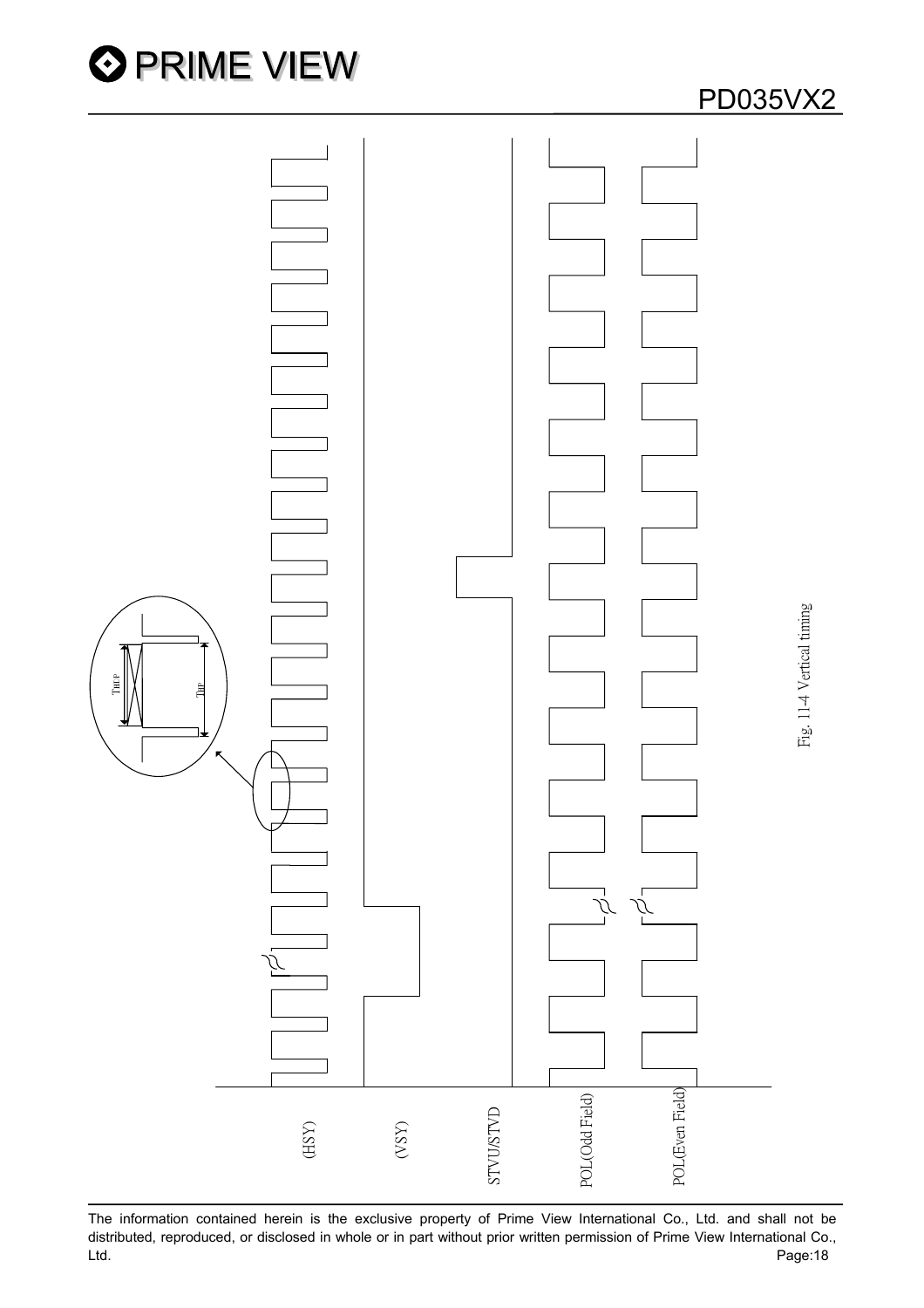(HSY)

(VSY)

STVU/STVD

POL(Odd Field)

POL(Even Field)

THFP

THP

Fig. 11-4 Vertical timing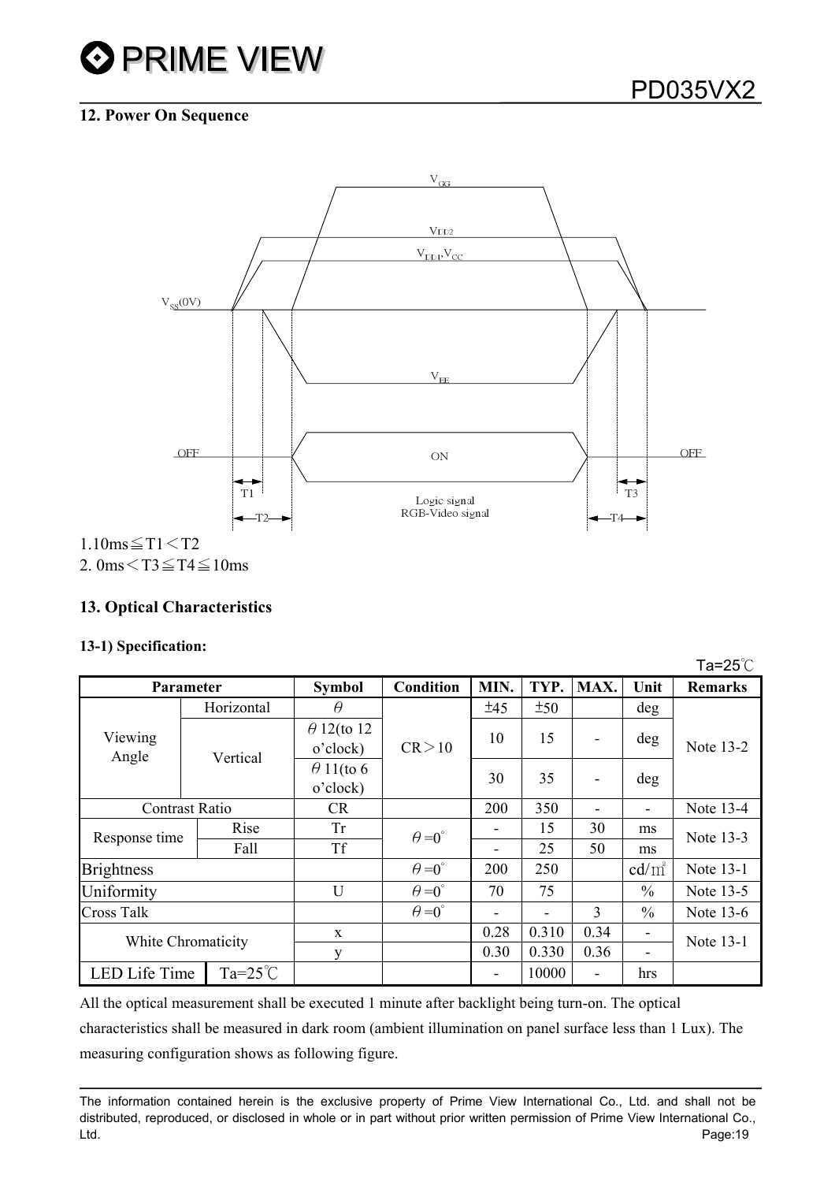## 12. Power On Sequence

1.10ms≦T1＜T2
2. 0ms＜T3≦T4≦10ms

## 13. Optical Characteristics

### 13-1) Specification:

Ta=25℃

| Parameter | | Symbol | Condition | MIN. | TYP. | MAX. | Unit | Remarks |
|---|---|---|---|---|---|---|---|---|
| Viewing Angle | Horizontal | $\theta$ | CR＞10 | ±45 | ±50 | | deg | Note 13-2 |
| | Vertical | $\theta$ 12(to 12 o'clock) | | 10 | 15 | - | deg | |
| | | $\theta$ 11(to 6 o'clock) | | 30 | 35 | - | deg | |
| Contrast Ratio | | CR | | 200 | 350 | - | - | Note 13-4 |
| Response time | Rise | Tr | $\theta=0^{\circ}$ | - | 15 | 30 | ms | Note 13-3 |
| | Fall | Tf | | - | 25 | 50 | ms | |
| Brightness | | | $\theta=0^{\circ}$ | 200 | 250 | | cd/㎡ | Note 13-1 |
| Uniformity | | U | $\theta=0^{\circ}$ | 70 | 75 | | % | Note 13-5 |
| Cross Talk | | | $\theta=0^{\circ}$ | - | - | 3 | % | Note 13-6 |
| White Chromaticity | | x | | 0.28 | 0.310 | 0.34 | - | Note 13-1 |
| | | y | | 0.30 | 0.330 | 0.36 | - | |
| LED Life Time | Ta=25℃ | | | - | 10000 | - | hrs | |

All the optical measurement shall be executed 1 minute after backlight being turn-on. The optical characteristics shall be measured in dark room (ambient illumination on panel surface less than 1 Lux). The measuring configuration shows as following figure.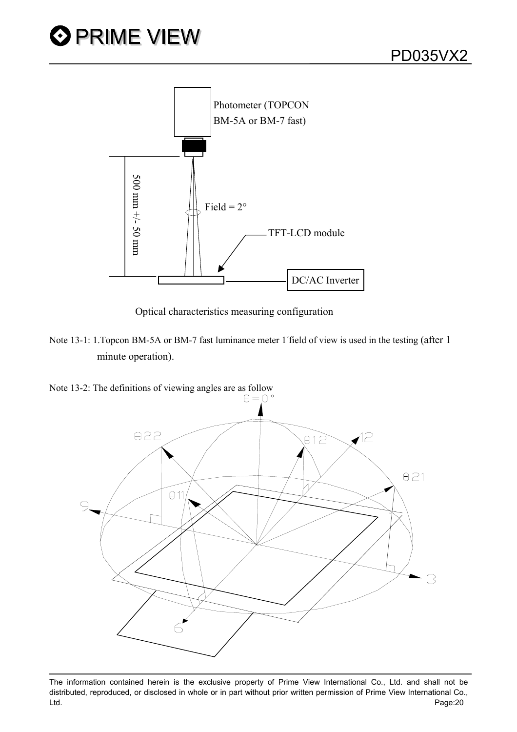Optical characteristics measuring configuration

Note 13-1: 1.Topcon BM-5A or BM-7 fast luminance meter 1° field of view is used in the testing (after 1 minute operation).

Note 13-2: The definitions of viewing angles are as follow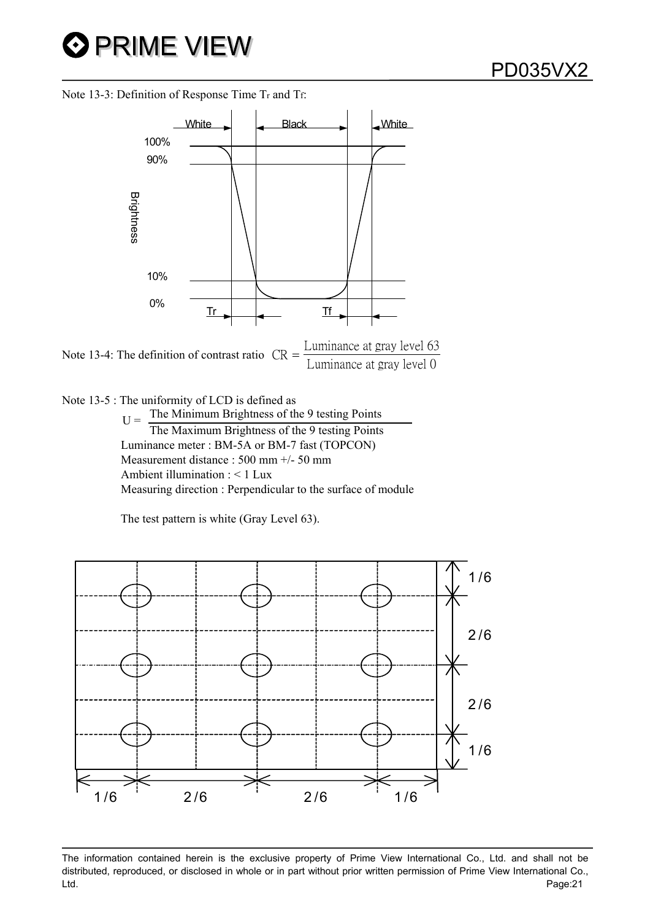Note 13-3: Definition of Response Time $T_r$ and $T_f$:

Note 13-4: The definition of contrast ratio $CR = \frac{\text{Luminance at gray level 63}}{\text{Luminance at gray level 0}}$

Note 13-5 : The uniformity of LCD is defined as

$$U = \frac{\text{The Minimum Brightness of the 9 testing Points}}{\text{The Maximum Brightness of the 9 testing Points}}$$

Luminance meter : BM-5A or BM-7 fast (TOPCON)
Measurement distance : 500 mm +/- 50 mm
Ambient illumination : < 1 Lux
Measuring direction : Perpendicular to the surface of module

The test pattern is white (Gray Level 63).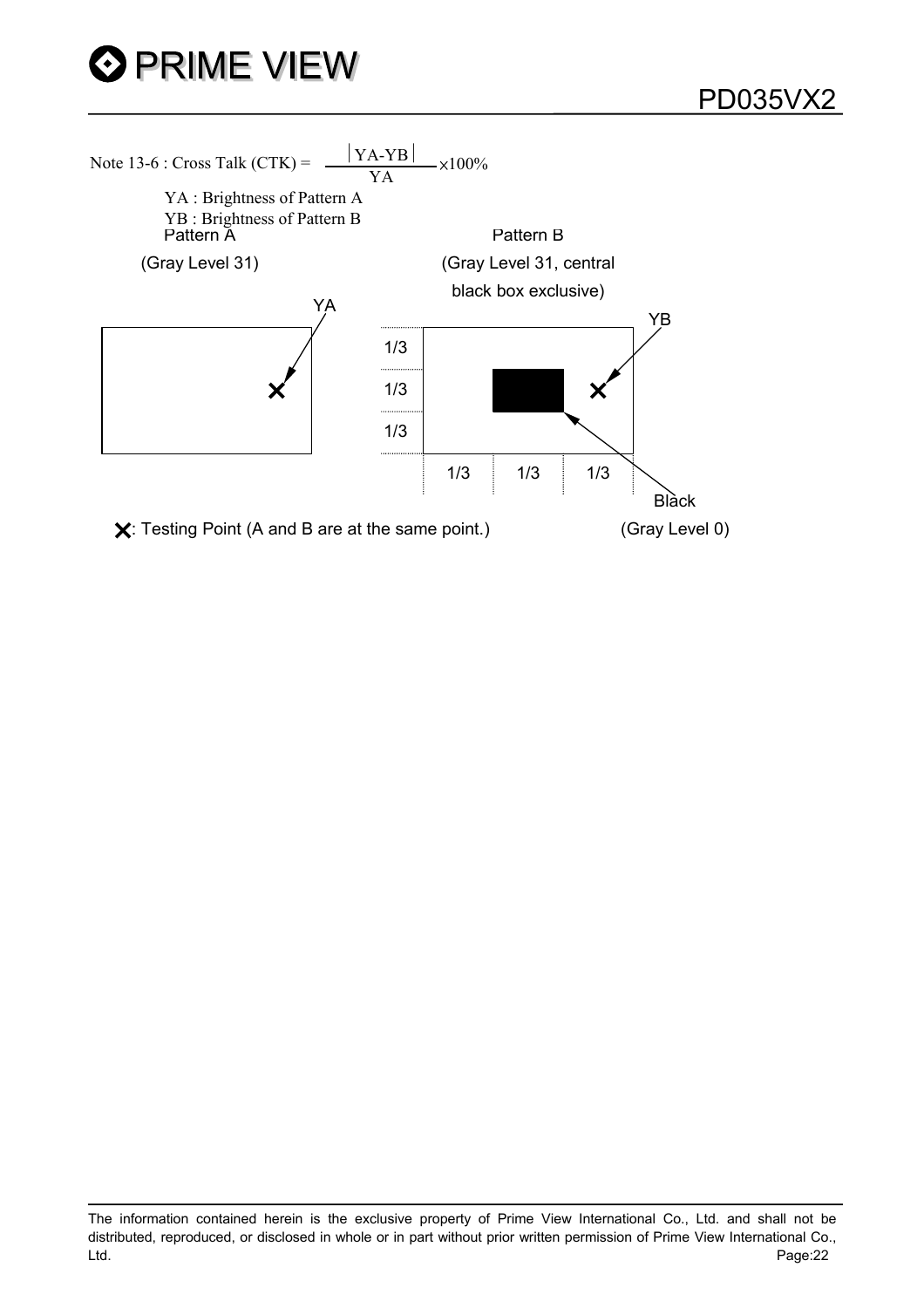Note 13-6 : Cross Talk (CTK) = $\frac{|YA-YB|}{YA} \times 100\%$

YA : Brightness of Pattern A

YB : Brightness of Pattern B

Pattern A

(Gray Level 31)

YA

Pattern B

(Gray Level 31, central black box exclusive)

YB

1/3

1/3

1/3

1/3 1/3 1/3

Black

(Gray Level 0)

✕: Testing Point (A and B are at the same point.)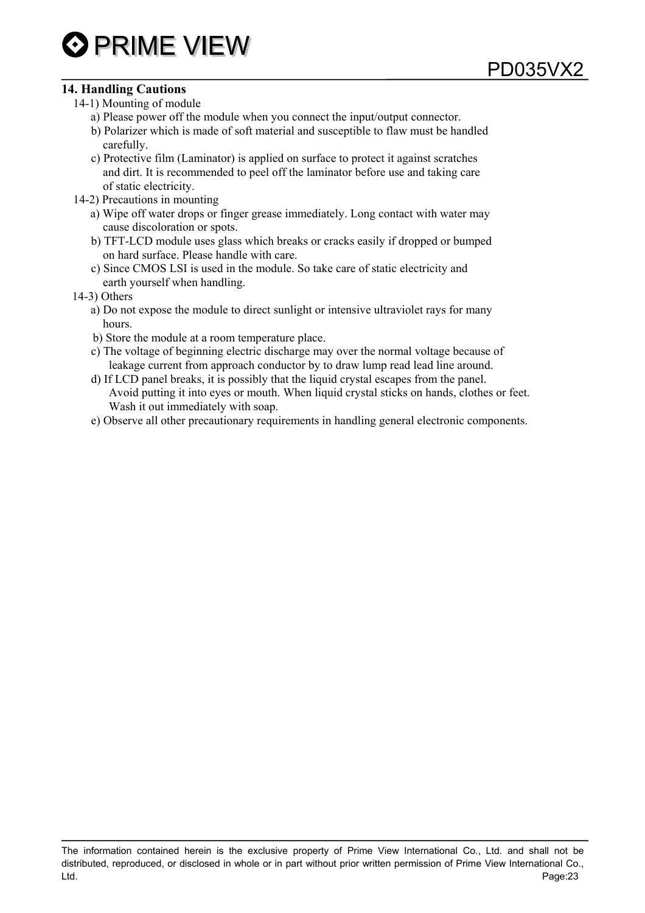## 14. Handling Cautions

14-1) Mounting of module

a) Please power off the module when you connect the input/output connector.

b) Polarizer which is made of soft material and susceptible to flaw must be handled carefully.

c) Protective film (Laminator) is applied on surface to protect it against scratches and dirt. It is recommended to peel off the laminator before use and taking care of static electricity.

14-2) Precautions in mounting

a) Wipe off water drops or finger grease immediately. Long contact with water may cause discoloration or spots.

b) TFT-LCD module uses glass which breaks or cracks easily if dropped or bumped on hard surface. Please handle with care.

c) Since CMOS LSI is used in the module. So take care of static electricity and earth yourself when handling.

14-3) Others

a) Do not expose the module to direct sunlight or intensive ultraviolet rays for many hours.

b) Store the module at a room temperature place.

c) The voltage of beginning electric discharge may over the normal voltage because of leakage current from approach conductor by to draw lump read lead line around.

d) If LCD panel breaks, it is possibly that the liquid crystal escapes from the panel. Avoid putting it into eyes or mouth. When liquid crystal sticks on hands, clothes or feet. Wash it out immediately with soap.

e) Observe all other precautionary requirements in handling general electronic components.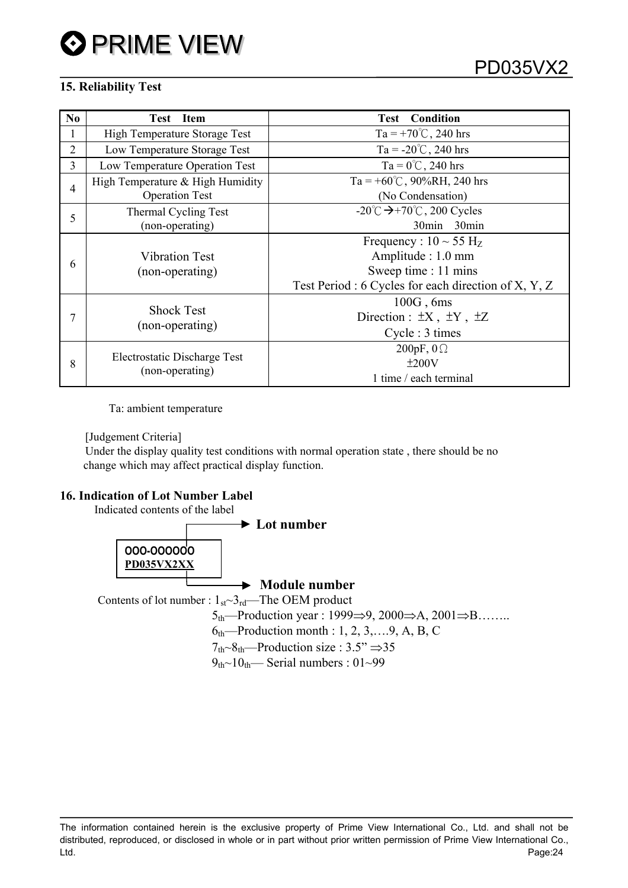## 15. Reliability Test

| No | Test Item | Test Condition |
|---|---|---|
| 1 | High Temperature Storage Test | Ta = +70℃, 240 hrs |
| 2 | Low Temperature Storage Test | Ta = -20℃, 240 hrs |
| 3 | Low Temperature Operation Test | Ta = 0℃, 240 hrs |
| 4 | High Temperature & High Humidity Operation Test | Ta = +60℃, 90%RH, 240 hrs (No Condensation) |
| 5 | Thermal Cycling Test (non-operating) | -20℃→+70℃, 200 Cycles 30min 30min |
| 6 | Vibration Test (non-operating) | Frequency : 10 ~ 55 $H_Z$<br>Amplitude : 1.0 mm<br>Sweep time : 11 mins<br>Test Period : 6 Cycles for each direction of X, Y, Z |
| 7 | Shock Test (non-operating) | 100G , 6ms<br>Direction : ±X , ±Y , ±Z<br>Cycle : 3 times |
| 8 | Electrostatic Discharge Test (non-operating) | 200pF, 0Ω<br>±200V<br>1 time / each terminal |

Ta: ambient temperature

[Judgement Criteria]
Under the display quality test conditions with normal operation state , there should be no change which may affect practical display function.

## 16. Indication of Lot Number Label

Indicated contents of the label

000-000000 → **Lot number**
PD035VX2XX → **Module number**

Contents of lot number : $1_{st}$~$3_{rd}$—The OEM product
$5_{th}$—Production year : 1999⇒9, 2000⇒A, 2001⇒B……..
$6_{th}$—Production month : 1, 2, 3,….9, A, B, C
$7_{th}$~$8_{th}$—Production size : 3.5" ⇒35
$9_{th}$~$10_{th}$— Serial numbers : 01~99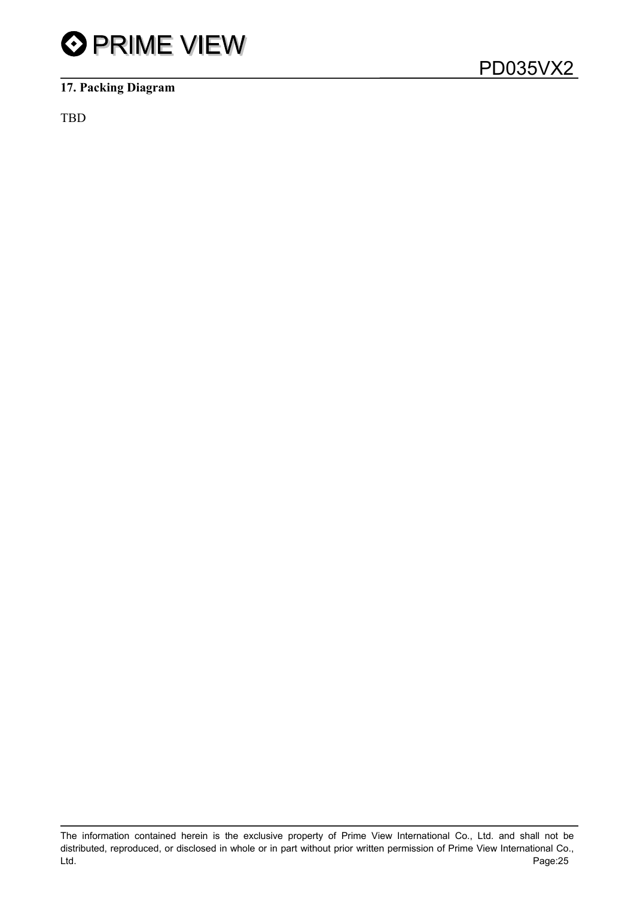## 17. Packing Diagram

TBD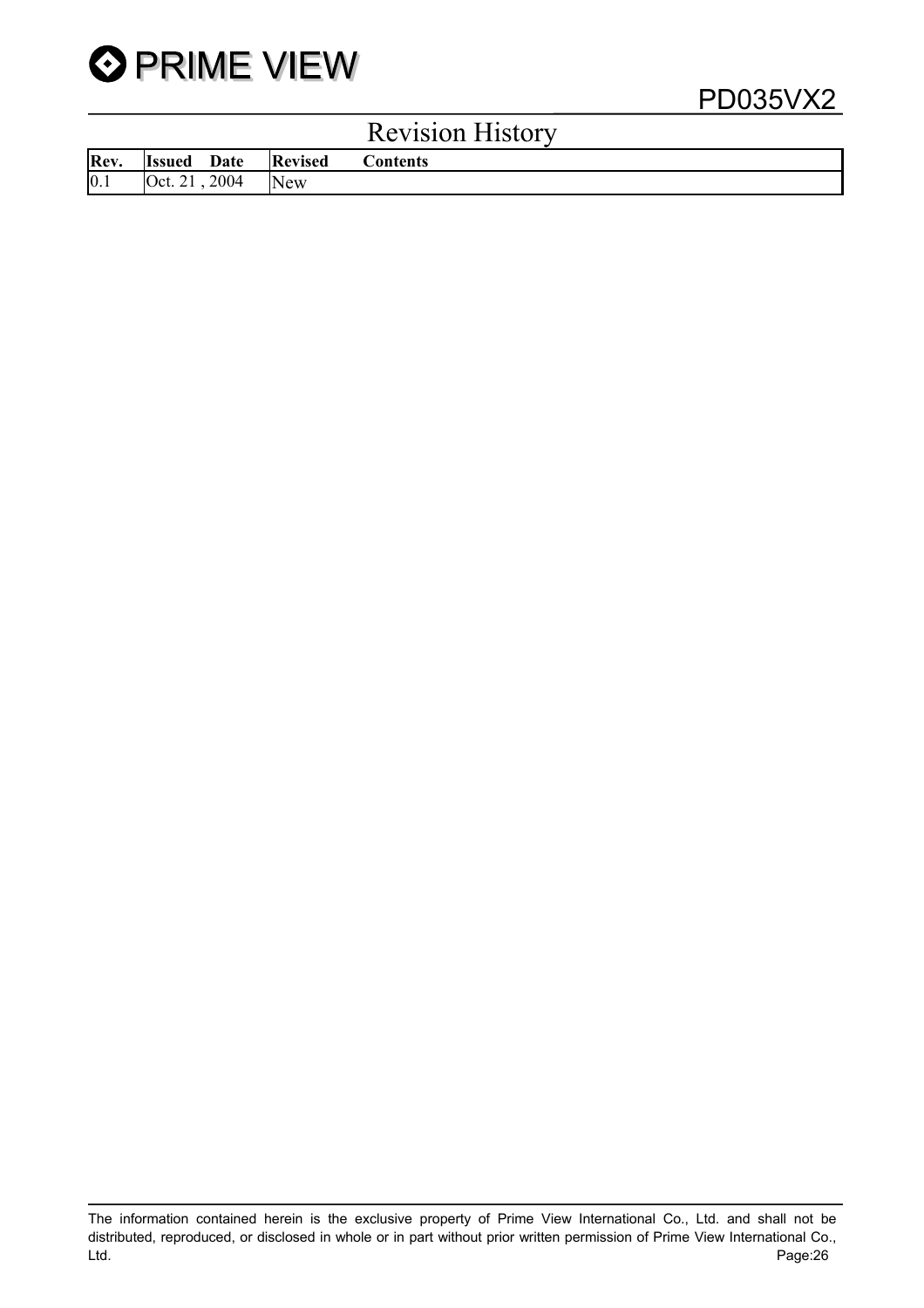# Revision History

| Rev. | Issued Date | Revised Contents |
|---|---|---|
| 0.1 | Oct. 21 , 2004 | New |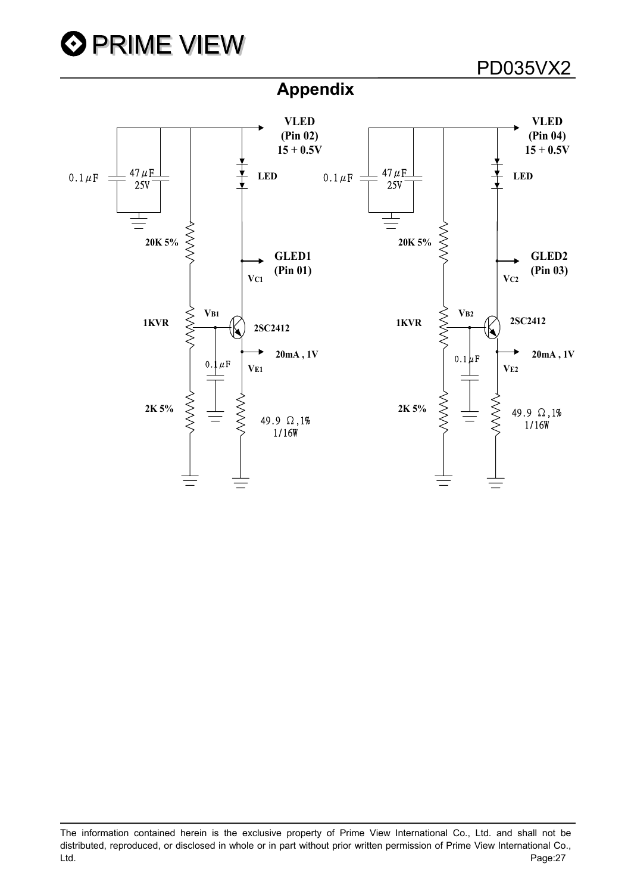## Appendix

VLED
(Pin 02)
15 + 0.5V

0.1μF

47μF
25V

LED

20K 5%

GLED1
(Pin 01)

$V_{C1}$

1KVR

$V_{B1}$

2SC2412

20mA , 1V

0.1μF

$V_{E1}$

2K 5%

49.9 Ω,1%
1/16W

VLED
(Pin 04)
15 + 0.5V

0.1μF

47μF
25V

LED

20K 5%

GLED2
(Pin 03)

$V_{C2}$

1KVR

$V_{B2}$

2SC2412

20mA , 1V

0.1μF

$V_{E2}$

2K 5%

49.9 Ω,1%
1/16W